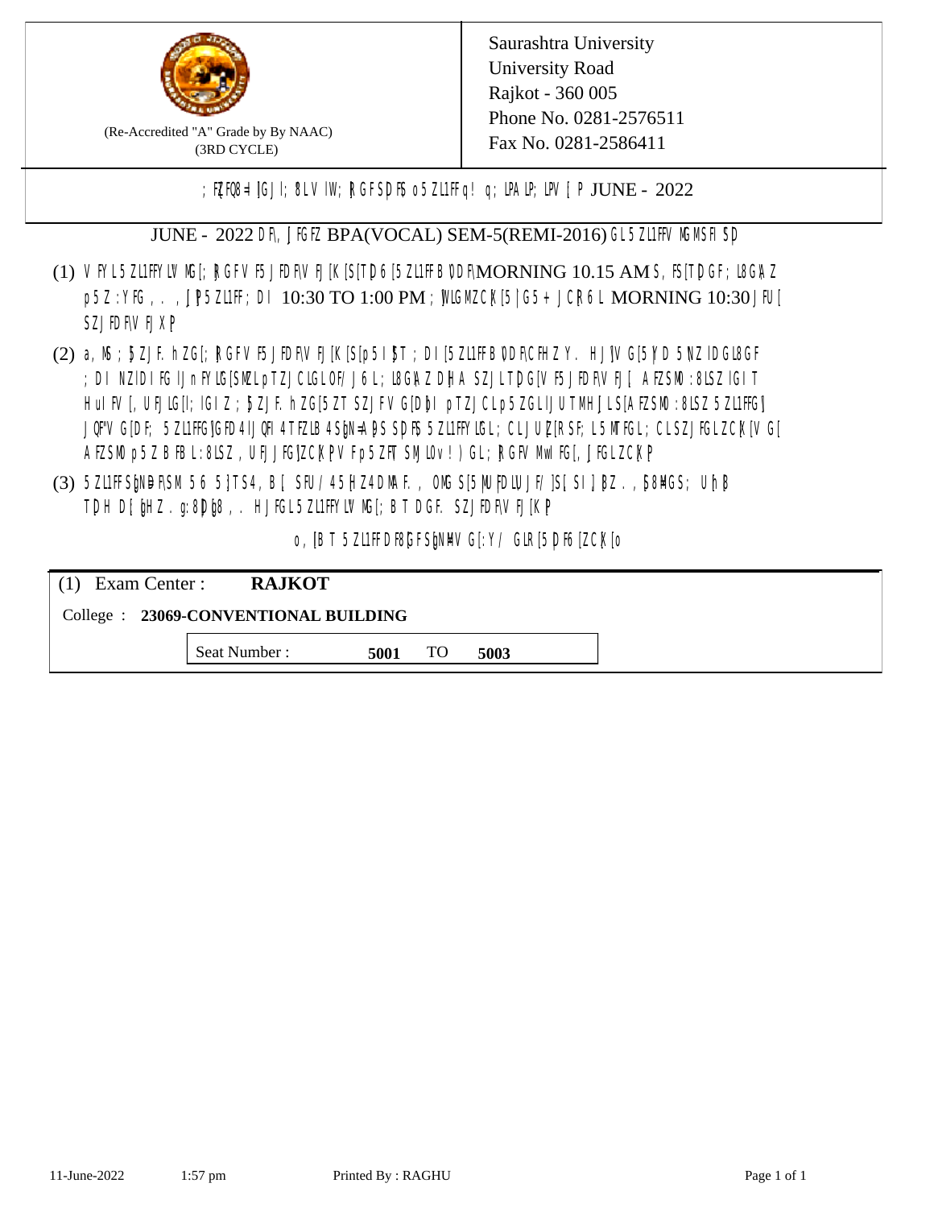(Re-Accredited "A" Grade by By NAAC)
(3RD CYCLE)

Saurashtra University
University Road
Rajkot - 360 005
Phone No. 0281-2576511
Fax No. 0281-2586411

; F{FQ8=I [G] I; 8LV IW; [RGF SD F\$ o 5ZL1FF q! q; LPAL P; LPV [ P JUNE - 2022

JUNE - 2022 DF\, ]FGFZ BPA(VOCAL) SEM-5(REMI-2016) GL 5ZL1FFV MGMSFI SD

(1) V FYL 5ZL1FFYLV MG[; [RGFV F5 JFDF\V FJ[K[S[TD 6[5ZL1FF B 0DF\MORNING 10.15 AM S, FS[TDGF; L8G\A Z p5Z :YFG , . , ]P5ZL1FF; DI 10:30 TO 1:00 PM ; [VLGMZCK[5 |G5 + JCR6L MORNING 10:30 JFU[ SZJFDF\V FJXP

(2) a, MS ; ]5ZJF. hZG[; [RGFV F5 JFDF\V FJ[K[S[p5 I ]5T ; DI [5ZL1FF B 0DF\CFHZ Y. HJ]V G[5 YD 5 NZ IDGL8GF ; DI NZIDI FG IJnFYLG[SMZL pTZJCLGLOF/ J6L; L8G\A Z D[HA SZJLT D G[V F5 JFDF\V FJ[ AFZSM0 :8LSZ IGIT HuIFV [, UFJLG[I; IGIZ ; ]5ZJF. hZG[5ZT SZJFV G[D]I pTZJCLp5ZGLIJUTMH ]LS[AFZSM0 :8LSZ 5ZL1FFG] JQF"V G[DF; 5ZL1FFG]GFD 4 IJQFI 4 TFZLB 4 S]N=AD S DFS 5ZL1FFYLGL; CLJU [RSF; L5 MTFGL; CLSZJFGLZCK[V G[ AFZSM0 p5Z B FBL :8LSZ , UFJJFG]ZCK[PV Fp5ZFT SMLOv ! ) GL; [RGFV MwIFG[, ]FGLZCK[P

(3) 5ZL1FF S]ND FSM 56 5}TS4, B[ SFU/ 45 [HZ 4 DMAF. , OMG S[5 ]MU FDLU JF/ ]S[ SI ] ]BZ . , [58MGS; U h ]B TDH D[ ]HZ . g:8D ]8 , . HJFGL 5ZL1FFYLV MG[; B T DGF. SZJFDF\V FJ[K[P

o, [B T 5ZL1FF DF8[GF S]NMV G[:Y/ GLR[5 DF6[ZCK[o

| (1) Exam Center : | **RAJKOT** |
|---|---|
| College : | **23069-CONVENTIONAL BUILDING** |
| Seat Number : | **5001** TO **5003** |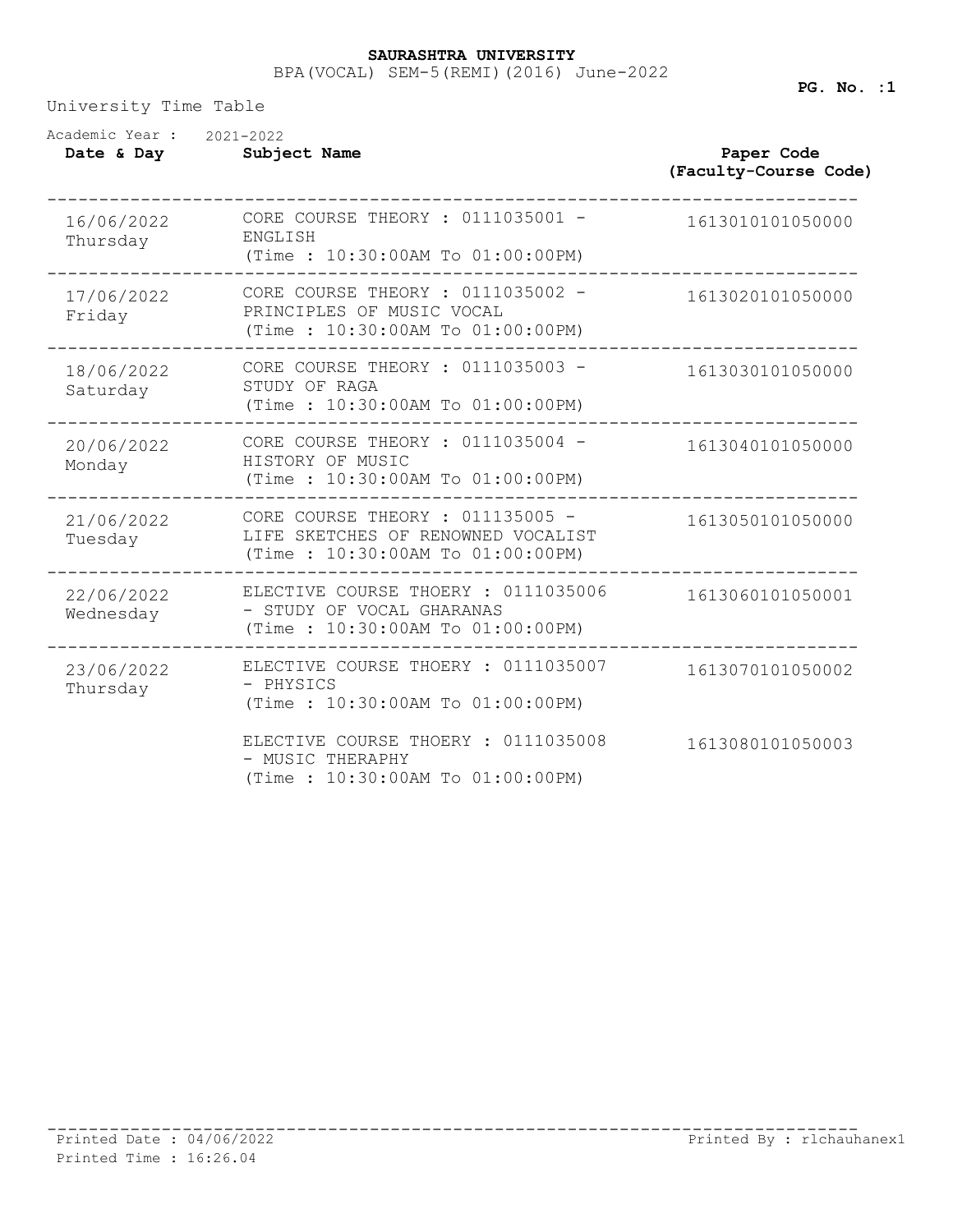**SAURASHTRA UNIVERSITY**

BPA(VOCAL) SEM-5(REMI)(2016) June-2022

University Time Table

Academic Year : 2021-2022

| Date & Day | Subject Name | Paper Code (Faculty-Course Code) |
|---|---|---|
| 16/06/2022 Thursday | CORE COURSE THEORY : 0111035001 - ENGLISH (Time : 10:30:00AM To 01:00:00PM) | 1613010101050000 |
| 17/06/2022 Friday | CORE COURSE THEORY : 0111035002 - PRINCIPLES OF MUSIC VOCAL (Time : 10:30:00AM To 01:00:00PM) | 1613020101050000 |
| 18/06/2022 Saturday | CORE COURSE THEORY : 0111035003 - STUDY OF RAGA (Time : 10:30:00AM To 01:00:00PM) | 1613030101050000 |
| 20/06/2022 Monday | CORE COURSE THEORY : 0111035004 - HISTORY OF MUSIC (Time : 10:30:00AM To 01:00:00PM) | 1613040101050000 |
| 21/06/2022 Tuesday | CORE COURSE THEORY : 011135005 - LIFE SKETCHES OF RENOWNED VOCALIST (Time : 10:30:00AM To 01:00:00PM) | 1613050101050000 |
| 22/06/2022 Wednesday | ELECTIVE COURSE THOERY : 0111035006 - STUDY OF VOCAL GHARANAS (Time : 10:30:00AM To 01:00:00PM) | 1613060101050001 |
| 23/06/2022 Thursday | ELECTIVE COURSE THOERY : 0111035007 - PHYSICS (Time : 10:30:00AM To 01:00:00PM) | 1613070101050002 |
| | ELECTIVE COURSE THOERY : 0111035008 - MUSIC THERAPHY (Time : 10:30:00AM To 01:00:00PM) | 1613080101050003 |

Printed Date : 04/06/2022

Printed Time : 16:26.04

Printed By : rlchauhanex1